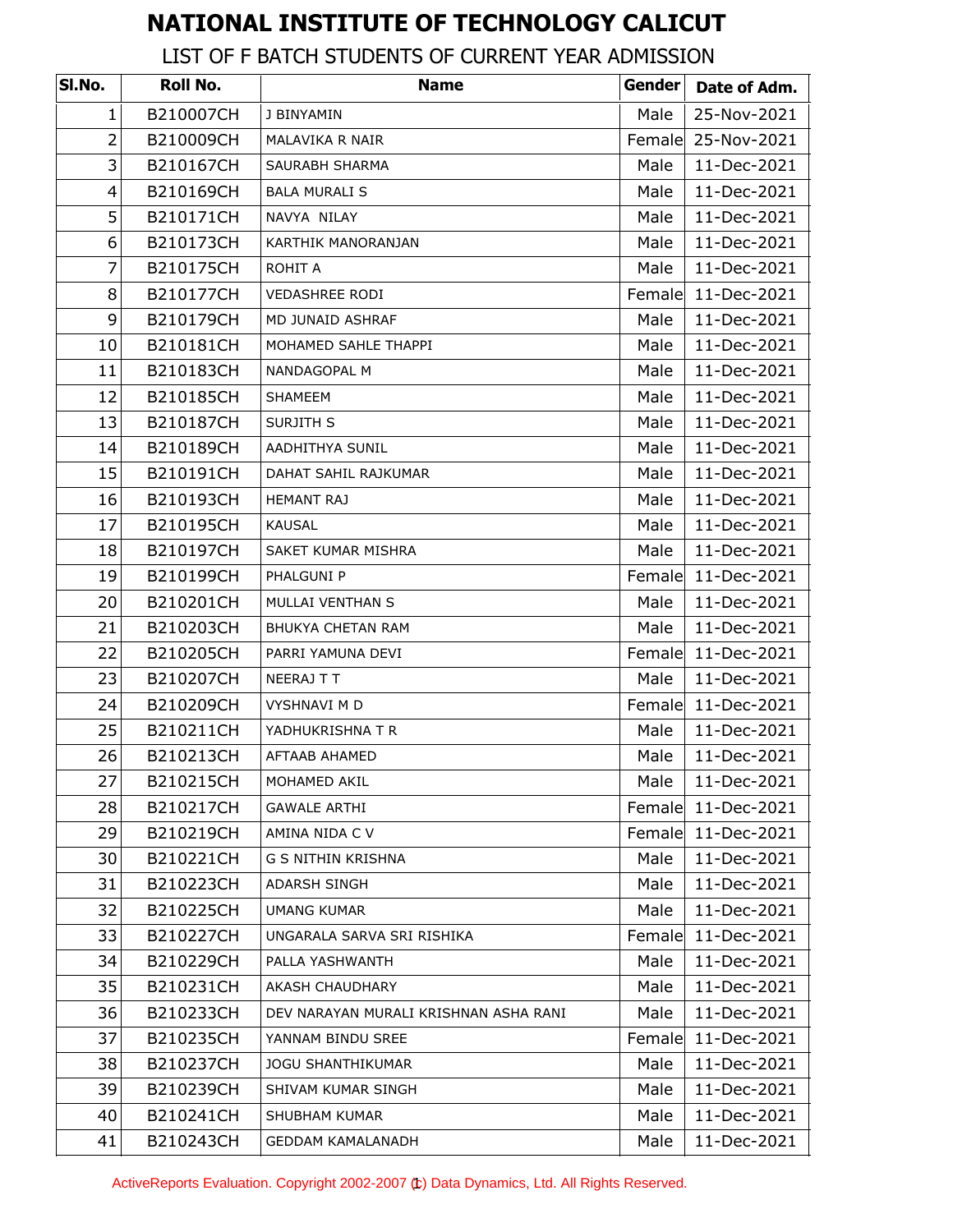# NATIONAL INSTITUTE OF TECHNOLOGY CALICUT

## LIST OF F BATCH STUDENTS OF CURRENT YEAR ADMISSION

| Sl.No. | Roll No. | Name | Gender | Date of Adm. |
|---|---|---|---|---|
| 1 | B210007CH | J BINYAMIN | Male | 25-Nov-2021 |
| 2 | B210009CH | MALAVIKA R NAIR | Female | 25-Nov-2021 |
| 3 | B210167CH | SAURABH SHARMA | Male | 11-Dec-2021 |
| 4 | B210169CH | BALA MURALI S | Male | 11-Dec-2021 |
| 5 | B210171CH | NAVYA NILAY | Male | 11-Dec-2021 |
| 6 | B210173CH | KARTHIK MANORANJAN | Male | 11-Dec-2021 |
| 7 | B210175CH | ROHIT A | Male | 11-Dec-2021 |
| 8 | B210177CH | VEDASHREE RODI | Female | 11-Dec-2021 |
| 9 | B210179CH | MD JUNAID ASHRAF | Male | 11-Dec-2021 |
| 10 | B210181CH | MOHAMED SAHLE THAPPI | Male | 11-Dec-2021 |
| 11 | B210183CH | NANDAGOPAL M | Male | 11-Dec-2021 |
| 12 | B210185CH | SHAMEEM | Male | 11-Dec-2021 |
| 13 | B210187CH | SURJITH S | Male | 11-Dec-2021 |
| 14 | B210189CH | AADHITHYA SUNIL | Male | 11-Dec-2021 |
| 15 | B210191CH | DAHAT SAHIL RAJKUMAR | Male | 11-Dec-2021 |
| 16 | B210193CH | HEMANT RAJ | Male | 11-Dec-2021 |
| 17 | B210195CH | KAUSAL | Male | 11-Dec-2021 |
| 18 | B210197CH | SAKET KUMAR MISHRA | Male | 11-Dec-2021 |
| 19 | B210199CH | PHALGUNI P | Female | 11-Dec-2021 |
| 20 | B210201CH | MULLAI VENTHAN S | Male | 11-Dec-2021 |
| 21 | B210203CH | BHUKYA CHETAN RAM | Male | 11-Dec-2021 |
| 22 | B210205CH | PARRI YAMUNA DEVI | Female | 11-Dec-2021 |
| 23 | B210207CH | NEERAJ T T | Male | 11-Dec-2021 |
| 24 | B210209CH | VYSHNAVI M D | Female | 11-Dec-2021 |
| 25 | B210211CH | YADHUKRISHNA T R | Male | 11-Dec-2021 |
| 26 | B210213CH | AFTAAB AHAMED | Male | 11-Dec-2021 |
| 27 | B210215CH | MOHAMED AKIL | Male | 11-Dec-2021 |
| 28 | B210217CH | GAWALE ARTHI | Female | 11-Dec-2021 |
| 29 | B210219CH | AMINA NIDA C V | Female | 11-Dec-2021 |
| 30 | B210221CH | G S NITHIN KRISHNA | Male | 11-Dec-2021 |
| 31 | B210223CH | ADARSH SINGH | Male | 11-Dec-2021 |
| 32 | B210225CH | UMANG KUMAR | Male | 11-Dec-2021 |
| 33 | B210227CH | UNGARALA SARVA SRI RISHIKA | Female | 11-Dec-2021 |
| 34 | B210229CH | PALLA YASHWANTH | Male | 11-Dec-2021 |
| 35 | B210231CH | AKASH CHAUDHARY | Male | 11-Dec-2021 |
| 36 | B210233CH | DEV NARAYAN MURALI KRISHNAN ASHA RANI | Male | 11-Dec-2021 |
| 37 | B210235CH | YANNAM BINDU SREE | Female | 11-Dec-2021 |
| 38 | B210237CH | JOGU SHANTHIKUMAR | Male | 11-Dec-2021 |
| 39 | B210239CH | SHIVAM KUMAR SINGH | Male | 11-Dec-2021 |
| 40 | B210241CH | SHUBHAM KUMAR | Male | 11-Dec-2021 |
| 41 | B210243CH | GEDDAM KAMALANADH | Male | 11-Dec-2021 |

ActiveReports Evaluation. Copyright 2002-2007 (c) Data Dynamics, Ltd. All Rights Reserved.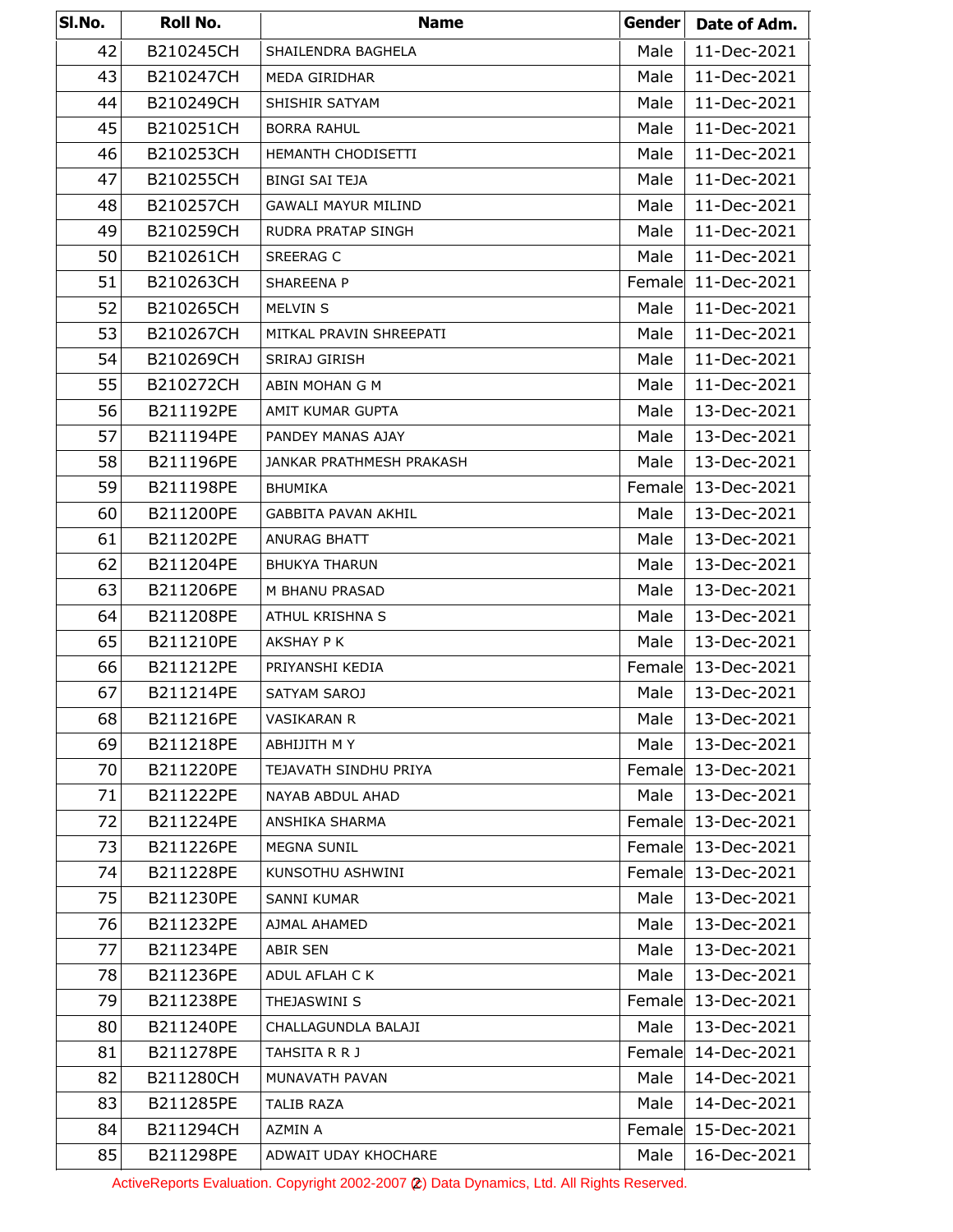| Sl.No. | Roll No. | Name | Gender | Date of Adm. |
|---|---|---|---|---|
| 42 | B210245CH | SHAILENDRA BAGHELA | Male | 11-Dec-2021 |
| 43 | B210247CH | MEDA GIRIDHAR | Male | 11-Dec-2021 |
| 44 | B210249CH | SHISHIR SATYAM | Male | 11-Dec-2021 |
| 45 | B210251CH | BORRA RAHUL | Male | 11-Dec-2021 |
| 46 | B210253CH | HEMANTH CHODISETTI | Male | 11-Dec-2021 |
| 47 | B210255CH | BINGI SAI TEJA | Male | 11-Dec-2021 |
| 48 | B210257CH | GAWALI MAYUR MILIND | Male | 11-Dec-2021 |
| 49 | B210259CH | RUDRA PRATAP SINGH | Male | 11-Dec-2021 |
| 50 | B210261CH | SREERAG C | Male | 11-Dec-2021 |
| 51 | B210263CH | SHAREENA P | Female | 11-Dec-2021 |
| 52 | B210265CH | MELVIN S | Male | 11-Dec-2021 |
| 53 | B210267CH | MITKAL PRAVIN SHREEPATI | Male | 11-Dec-2021 |
| 54 | B210269CH | SRIRAJ GIRISH | Male | 11-Dec-2021 |
| 55 | B210272CH | ABIN MOHAN G M | Male | 11-Dec-2021 |
| 56 | B211192PE | AMIT KUMAR GUPTA | Male | 13-Dec-2021 |
| 57 | B211194PE | PANDEY MANAS AJAY | Male | 13-Dec-2021 |
| 58 | B211196PE | JANKAR PRATHMESH PRAKASH | Male | 13-Dec-2021 |
| 59 | B211198PE | BHUMIKA | Female | 13-Dec-2021 |
| 60 | B211200PE | GABBITA PAVAN AKHIL | Male | 13-Dec-2021 |
| 61 | B211202PE | ANURAG BHATT | Male | 13-Dec-2021 |
| 62 | B211204PE | BHUKYA THARUN | Male | 13-Dec-2021 |
| 63 | B211206PE | M BHANU PRASAD | Male | 13-Dec-2021 |
| 64 | B211208PE | ATHUL KRISHNA S | Male | 13-Dec-2021 |
| 65 | B211210PE | AKSHAY P K | Male | 13-Dec-2021 |
| 66 | B211212PE | PRIYANSHI KEDIA | Female | 13-Dec-2021 |
| 67 | B211214PE | SATYAM SAROJ | Male | 13-Dec-2021 |
| 68 | B211216PE | VASIKARAN R | Male | 13-Dec-2021 |
| 69 | B211218PE | ABHIJITH M Y | Male | 13-Dec-2021 |
| 70 | B211220PE | TEJAVATH SINDHU PRIYA | Female | 13-Dec-2021 |
| 71 | B211222PE | NAYAB ABDUL AHAD | Male | 13-Dec-2021 |
| 72 | B211224PE | ANSHIKA SHARMA | Female | 13-Dec-2021 |
| 73 | B211226PE | MEGNA SUNIL | Female | 13-Dec-2021 |
| 74 | B211228PE | KUNSOTHU ASHWINI | Female | 13-Dec-2021 |
| 75 | B211230PE | SANNI KUMAR | Male | 13-Dec-2021 |
| 76 | B211232PE | AJMAL AHAMED | Male | 13-Dec-2021 |
| 77 | B211234PE | ABIR SEN | Male | 13-Dec-2021 |
| 78 | B211236PE | ADUL AFLAH C K | Male | 13-Dec-2021 |
| 79 | B211238PE | THEJASWINI S | Female | 13-Dec-2021 |
| 80 | B211240PE | CHALLAGUNDLA BALAJI | Male | 13-Dec-2021 |
| 81 | B211278PE | TAHSITA R R J | Female | 14-Dec-2021 |
| 82 | B211280CH | MUNAVATH PAVAN | Male | 14-Dec-2021 |
| 83 | B211285PE | TALIB RAZA | Male | 14-Dec-2021 |
| 84 | B211294CH | AZMIN A | Female | 15-Dec-2021 |
| 85 | B211298PE | ADWAIT UDAY KHOCHARE | Male | 16-Dec-2021 |

ActiveReports Evaluation. Copyright 2002-2007 (c) Data Dynamics, Ltd. All Rights Reserved.